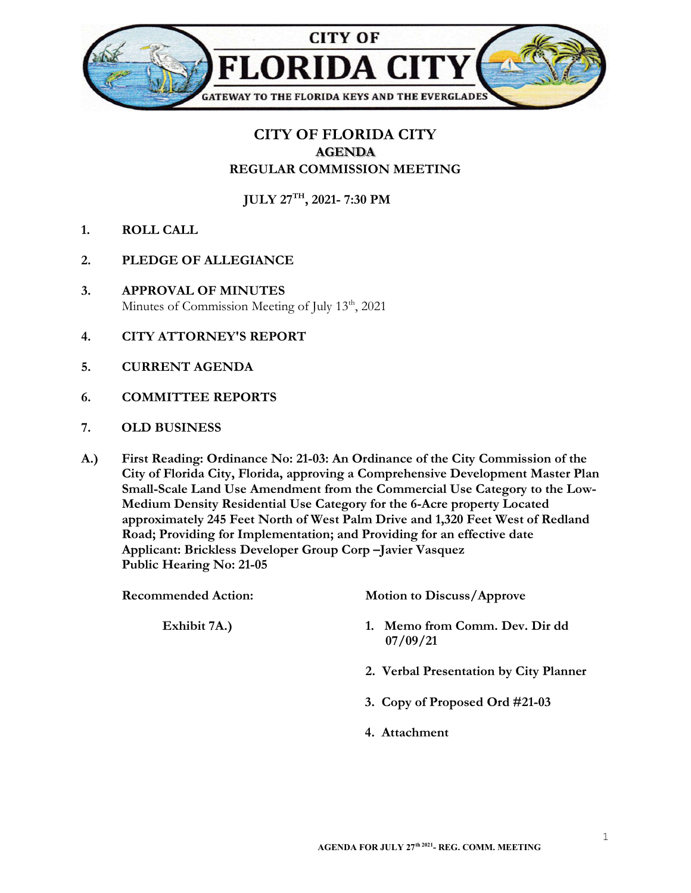CITY OF

FLORIDA CITY

GATEWAY TO THE FLORIDA KEYS AND THE EVERGLADES

# CITY OF FLORIDA CITY

## AGENDA

## REGULAR COMMISSION MEETING

**JULY 27TH, 2021- 7:30 PM**

1. **ROLL CALL**

2. **PLEDGE OF ALLEGIANCE**

3. **APPROVAL OF MINUTES**
   Minutes of Commission Meeting of July 13th, 2021

4. **CITY ATTORNEY'S REPORT**

5. **CURRENT AGENDA**

6. **COMMITTEE REPORTS**

7. **OLD BUSINESS**

**A.) First Reading: Ordinance No: 21-03: An Ordinance of the City Commission of the City of Florida City, Florida, approving a Comprehensive Development Master Plan Small-Scale Land Use Amendment from the Commercial Use Category to the Low-Medium Density Residential Use Category for the 6-Acre property Located approximately 245 Feet North of West Palm Drive and 1,320 Feet West of Redland Road; Providing for Implementation; and Providing for an effective date**
**Applicant: Brickless Developer Group Corp –Javier Vasquez**
**Public Hearing No: 21-05**

**Recommended Action:** **Motion to Discuss/Approve**

**Exhibit 7A.)**

1. **Memo from Comm. Dev. Dir dd 07/09/21**
2. **Verbal Presentation by City Planner**
3. **Copy of Proposed Ord #21-03**
4. **Attachment**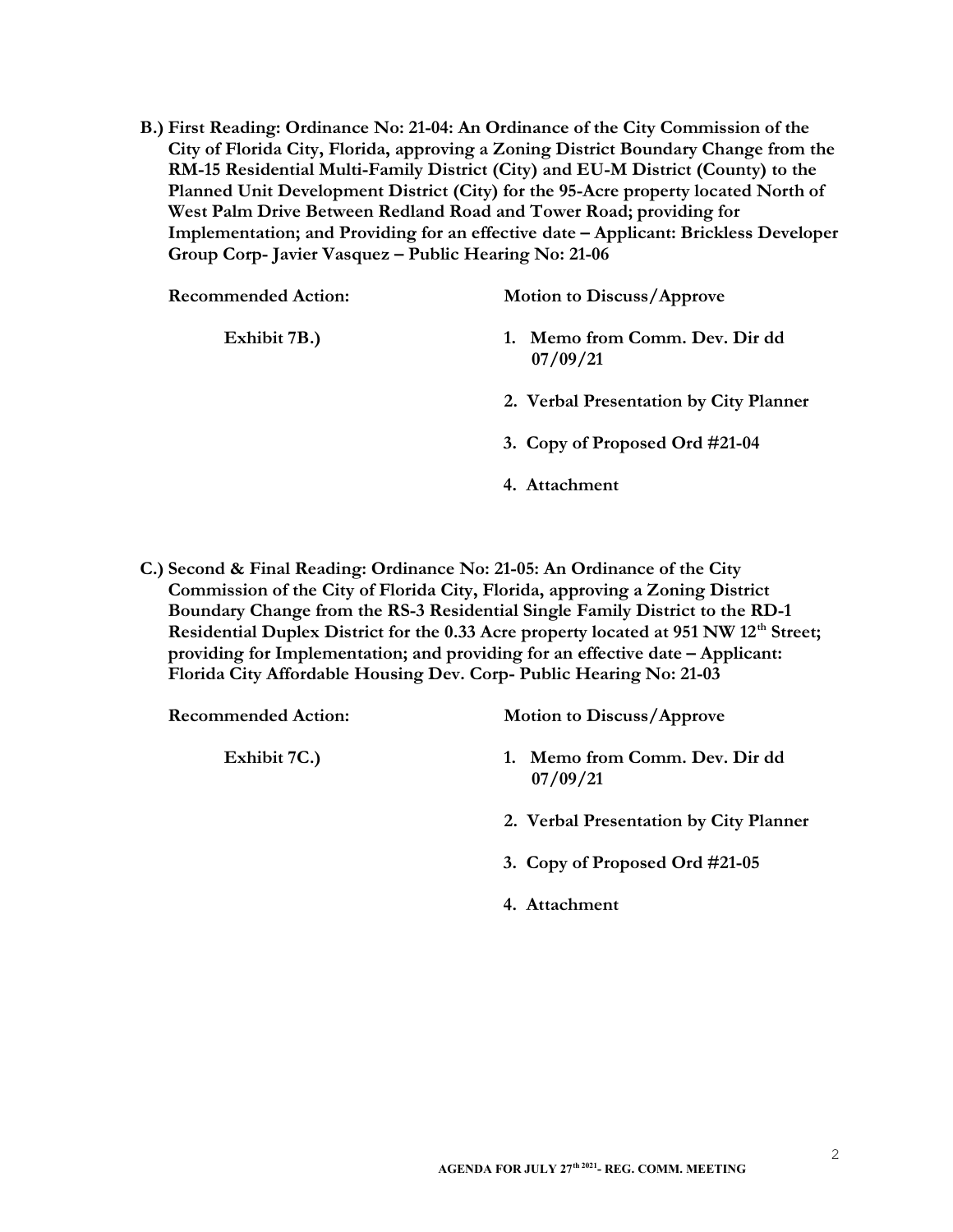**B.) First Reading: Ordinance No: 21-04: An Ordinance of the City Commission of the City of Florida City, Florida, approving a Zoning District Boundary Change from the RM-15 Residential Multi-Family District (City) and EU-M District (County) to the Planned Unit Development District (City) for the 95-Acre property located North of West Palm Drive Between Redland Road and Tower Road; providing for Implementation; and Providing for an effective date – Applicant: Brickless Developer Group Corp- Javier Vasquez – Public Hearing No: 21-06**

**Recommended Action:** **Motion to Discuss/Approve**

**Exhibit 7B.)**

1. **Memo from Comm. Dev. Dir dd 07/09/21**
2. **Verbal Presentation by City Planner**
3. **Copy of Proposed Ord #21-04**
4. **Attachment**

**C.) Second & Final Reading: Ordinance No: 21-05: An Ordinance of the City Commission of the City of Florida City, Florida, approving a Zoning District Boundary Change from the RS-3 Residential Single Family District to the RD-1 Residential Duplex District for the 0.33 Acre property located at 951 NW 12th Street; providing for Implementation; and providing for an effective date – Applicant: Florida City Affordable Housing Dev. Corp- Public Hearing No: 21-03**

**Recommended Action:** **Motion to Discuss/Approve**

**Exhibit 7C.)**

1. **Memo from Comm. Dev. Dir dd 07/09/21**
2. **Verbal Presentation by City Planner**
3. **Copy of Proposed Ord #21-05**
4. **Attachment**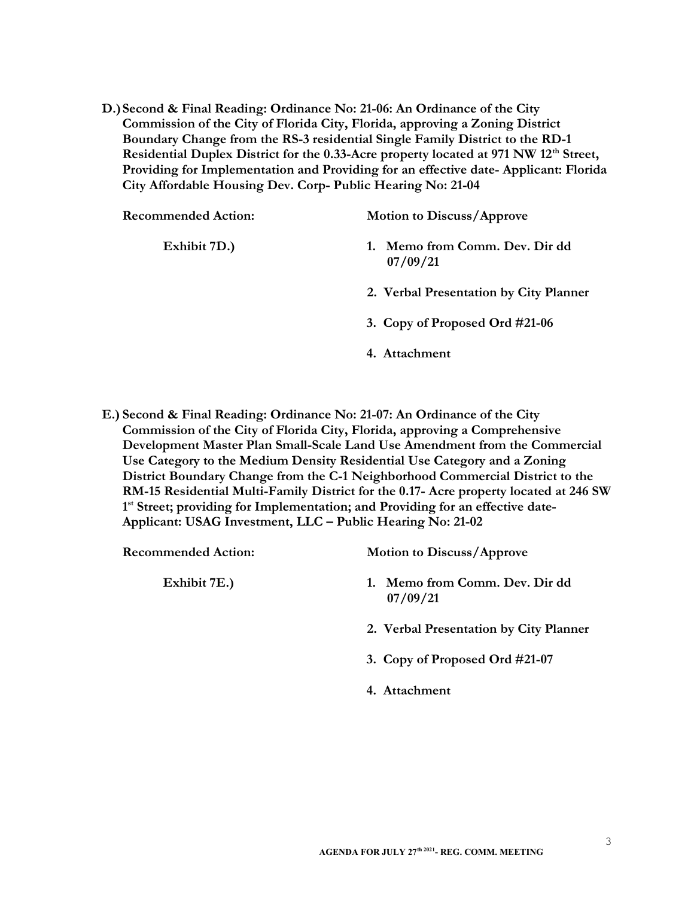**D.) Second & Final Reading: Ordinance No: 21-06: An Ordinance of the City Commission of the City of Florida City, Florida, approving a Zoning District Boundary Change from the RS-3 residential Single Family District to the RD-1 Residential Duplex District for the 0.33-Acre property located at 971 NW 12th Street, Providing for Implementation and Providing for an effective date- Applicant: Florida City Affordable Housing Dev. Corp- Public Hearing No: 21-04**

**Recommended Action:** **Motion to Discuss/Approve**

**Exhibit 7D.)**

1. **Memo from Comm. Dev. Dir dd 07/09/21**
2. **Verbal Presentation by City Planner**
3. **Copy of Proposed Ord #21-06**
4. **Attachment**

**E.) Second & Final Reading: Ordinance No: 21-07: An Ordinance of the City Commission of the City of Florida City, Florida, approving a Comprehensive Development Master Plan Small-Scale Land Use Amendment from the Commercial Use Category to the Medium Density Residential Use Category and a Zoning District Boundary Change from the C-1 Neighborhood Commercial District to the RM-15 Residential Multi-Family District for the 0.17- Acre property located at 246 SW 1st Street; providing for Implementation; and Providing for an effective date- Applicant: USAG Investment, LLC – Public Hearing No: 21-02**

**Recommended Action:** **Motion to Discuss/Approve**

**Exhibit 7E.)**

1. **Memo from Comm. Dev. Dir dd 07/09/21**
2. **Verbal Presentation by City Planner**
3. **Copy of Proposed Ord #21-07**
4. **Attachment**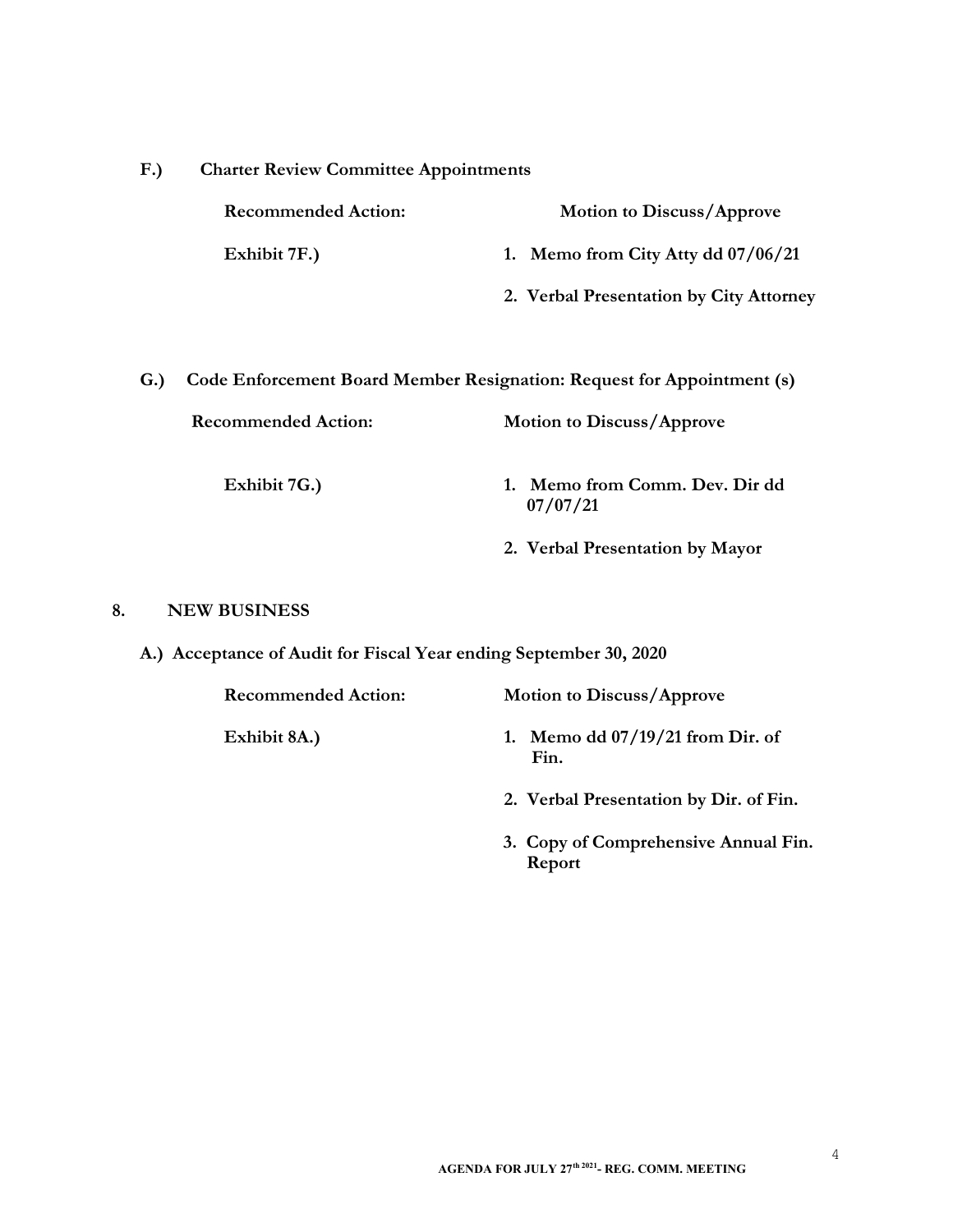**F.) Charter Review Committee Appointments**

**Recommended Action:** **Motion to Discuss/Approve**

**Exhibit 7F.)**

1. **Memo from City Atty dd 07/06/21**
2. **Verbal Presentation by City Attorney**

**G.) Code Enforcement Board Member Resignation: Request for Appointment (s)**

**Recommended Action:** **Motion to Discuss/Approve**

**Exhibit 7G.)**

1. **Memo from Comm. Dev. Dir dd 07/07/21**
2. **Verbal Presentation by Mayor**

## 8. NEW BUSINESS

**A.) Acceptance of Audit for Fiscal Year ending September 30, 2020**

**Recommended Action:** **Motion to Discuss/Approve**

**Exhibit 8A.)**

1. **Memo dd 07/19/21 from Dir. of Fin.**
2. **Verbal Presentation by Dir. of Fin.**
3. **Copy of Comprehensive Annual Fin. Report**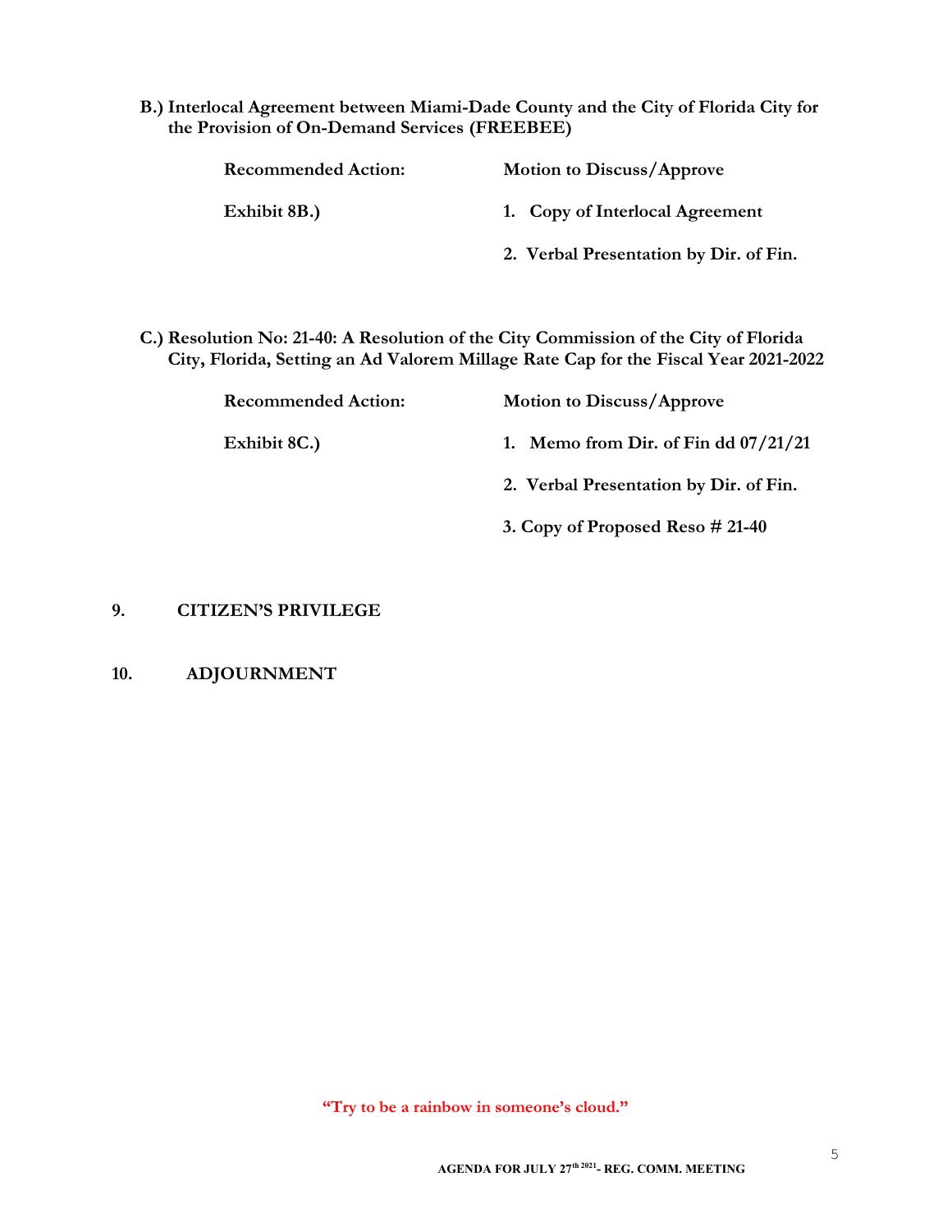**B.) Interlocal Agreement between Miami-Dade County and the City of Florida City for the Provision of On-Demand Services (FREEBEE)**

| | |
|---|---|
| **Recommended Action:** | **Motion to Discuss/Approve** |
| **Exhibit 8B.)** | **1. Copy of Interlocal Agreement** |
| | **2. Verbal Presentation by Dir. of Fin.** |

**C.) Resolution No: 21-40: A Resolution of the City Commission of the City of Florida City, Florida, Setting an Ad Valorem Millage Rate Cap for the Fiscal Year 2021-2022**

| | |
|---|---|
| **Recommended Action:** | **Motion to Discuss/Approve** |
| **Exhibit 8C.)** | **1. Memo from Dir. of Fin dd 07/21/21** |
| | **2. Verbal Presentation by Dir. of Fin.** |
| | **3. Copy of Proposed Reso # 21-40** |

**9. CITIZEN'S PRIVILEGE**

**10. ADJOURNMENT**

**"Try to be a rainbow in someone's cloud."**